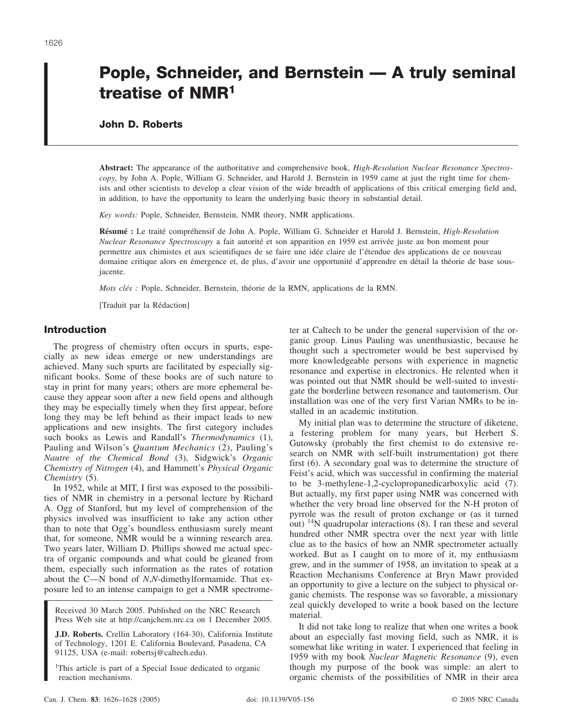# Pople, Schneider, and Bernstein — A truly seminal treatise of NMR[1]

**John D. Roberts**

**Abstract:** The appearance of the authoritative and comprehensive book, *High-Resolution Nuclear Resonance Spectroscopy*, by John A. Pople, William G. Schneider, and Harold J. Bernstein in 1959 came at just the right time for chemists and other scientists to develop a clear vision of the wide breadth of applications of this critical emerging field and, in addition, to have the opportunity to learn the underlying basic theory in substantial detail.

*Key words:* Pople, Schneider, Bernstein, NMR theory, NMR applications.

**Résumé :** Le traité compréhensif de John A. Pople, William G. Schneider et Harold J. Bernstein, *High-Resolution Nuclear Resonance Spectroscopy* a fait autorité et son apparition en 1959 est arrivée juste au bon moment pour permettre aux chimistes et aux scientifiques de se faire une idée claire de l'étendue des applications de ce nouveau domaine critique alors en émergence et, de plus, d'avoir une opportunité d'apprendre en détail la théorie de base sous-jacente.

*Mots clés :* Pople, Schneider, Bernstein, théorie de la RMN, applications de la RMN.

[Traduit par la Rédaction]

## Introduction

The progress of chemistry often occurs in spurts, especially as new ideas emerge or new understandings are achieved. Many such spurts are facilitated by especially significant books. Some of these books are of such nature to stay in print for many years; others are more ephemeral because they appear soon after a new field opens and although they may be especially timely when they first appear, before long they may be left behind as their impact leads to new applications and new insights. The first category includes such books as Lewis and Randall's *Thermodynamics* (1), Pauling and Wilson's *Quantum Mechanics* (2), Pauling's *Nautre of the Chemical Bond* (3), Sidgwick's *Organic Chemistry of Nitrogen* (4), and Hammett's *Physical Organic Chemistry* (5).

In 1952, while at MIT, I first was exposed to the possibilities of NMR in chemistry in a personal lecture by Richard A. Ogg of Stanford, but my level of comprehension of the physics involved was insufficient to take any action other than to note that Ogg's boundless enthusiasm surely meant that, for someone, NMR would be a winning research area. Two years later, William D. Phillips showed me actual spectra of organic compounds and what could be gleaned from them, especially such information as the rates of rotation about the C—N bond of *N*,*N*-dimethylformamide. That exposure led to an intense campaign to get a NMR spectrometer at Caltech to be under the general supervision of the organic group. Linus Pauling was unenthusiastic, because he thought such a spectrometer would be best supervised by more knowledgeable persons with experience in magnetic resonance and expertise in electronics. He relented when it was pointed out that NMR should be well-suited to investigate the borderline between resonance and tautomerism. Our installation was one of the very first Varian NMRs to be installed in an academic institution.

My initial plan was to determine the structure of diketene, a festering problem for many years, but Herbert S. Gutowsky (probably the first chemist to do extensive research on NMR with self-built instrumentation) got there first (6). A secondary goal was to determine the structure of Feist's acid, which was successful in confirming the material to be 3-methylene-1,2-cyclopropanedicarboxylic acid (7). But actually, my first paper using NMR was concerned with whether the very broad line observed for the N-H proton of pyrrole was the result of proton exchange or (as it turned out) $^{14}N$ quadrupolar interactions (8). I ran these and several hundred other NMR spectra over the next year with little clue as to the basics of how an NMR spectrometer actually worked. But as I caught on to more of it, my enthusiasm grew, and in the summer of 1958, an invitation to speak at a Reaction Mechanisms Conference at Bryn Mawr provided an opportunity to give a lecture on the subject to physical organic chemists. The response was so favorable, a missionary zeal quickly developed to write a book based on the lecture material.

It did not take long to realize that when one writes a book about an especially fast moving field, such as NMR, it is somewhat like writing in water. I experienced that feeling in 1959 with my book *Nuclear Magnetic Resonance* (9), even though my purpose of the book was simple: an alert to organic chemists of the possibilities of NMR in their area

Received 30 March 2005. Published on the NRC Research Press Web site at http://canjchem.nrc.ca on 1 December 2005.

**J.D. Roberts.** Crellin Laboratory (164-30), California Institute of Technology, 1201 E. California Boulevard, Pasadena, CA 91125, USA (e-mail: robertsj@caltech.edu).

[1]This article is part of a Special Issue dedicated to organic reaction mechanisms.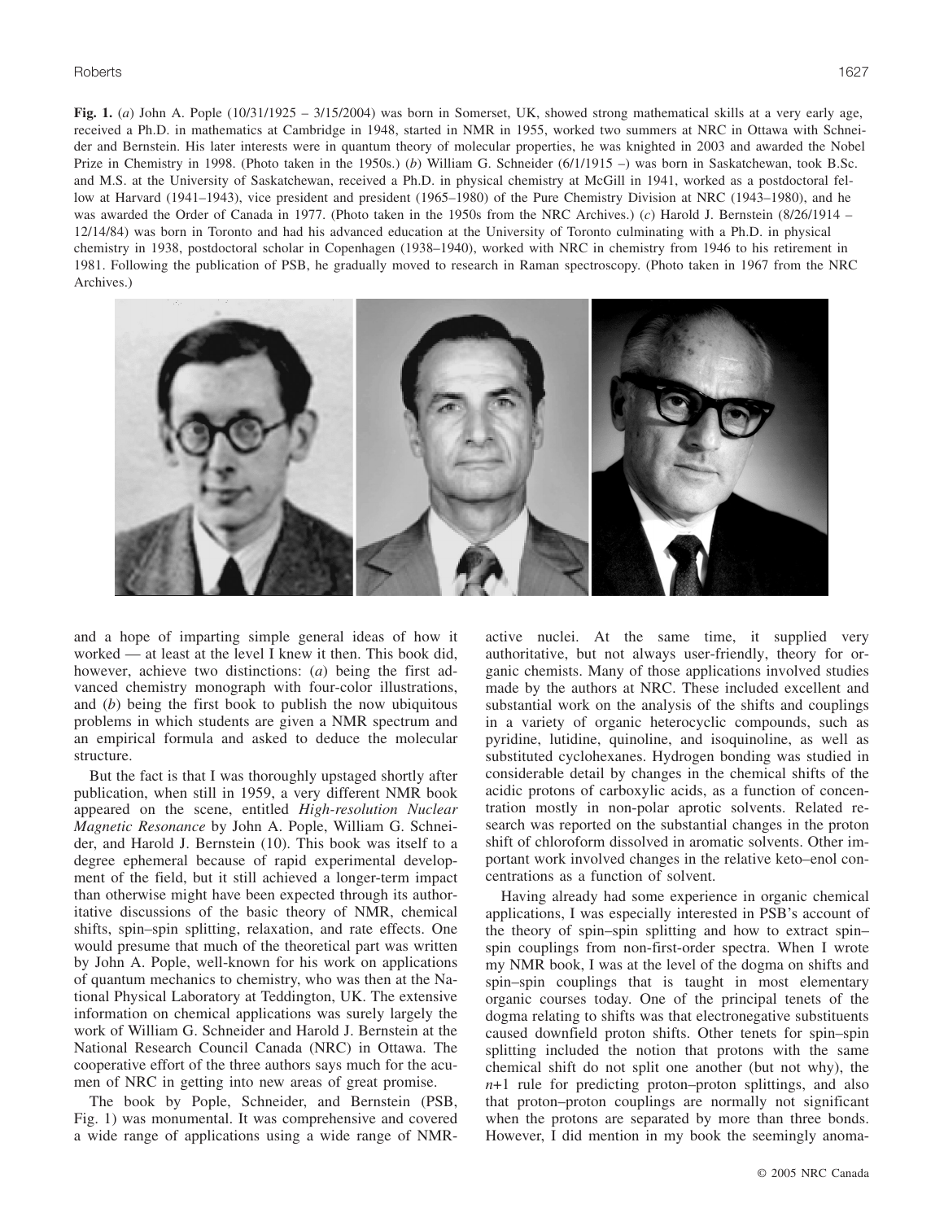**Fig. 1.** (*a*) John A. Pople (10/31/1925 – 3/15/2004) was born in Somerset, UK, showed strong mathematical skills at a very early age, received a Ph.D. in mathematics at Cambridge in 1948, started in NMR in 1955, worked two summers at NRC in Ottawa with Schneider and Bernstein. His later interests were in quantum theory of molecular properties, he was knighted in 2003 and awarded the Nobel Prize in Chemistry in 1998. (Photo taken in the 1950s.) (*b*) William G. Schneider (6/1/1915 –) was born in Saskatchewan, took B.Sc. and M.S. at the University of Saskatchewan, received a Ph.D. in physical chemistry at McGill in 1941, worked as a postdoctoral fellow at Harvard (1941–1943), vice president and president (1965–1980) of the Pure Chemistry Division at NRC (1943–1980), and he was awarded the Order of Canada in 1977. (Photo taken in the 1950s from the NRC Archives.) (*c*) Harold J. Bernstein (8/26/1914 – 12/14/84) was born in Toronto and had his advanced education at the University of Toronto culminating with a Ph.D. in physical chemistry in 1938, postdoctoral scholar in Copenhagen (1938–1940), worked with NRC in chemistry from 1946 to his retirement in 1981. Following the publication of PSB, he gradually moved to research in Raman spectroscopy. (Photo taken in 1967 from the NRC Archives.)

and a hope of imparting simple general ideas of how it worked — at least at the level I knew it then. This book did, however, achieve two distinctions: (*a*) being the first advanced chemistry monograph with four-color illustrations, and (*b*) being the first book to publish the now ubiquitous problems in which students are given a NMR spectrum and an empirical formula and asked to deduce the molecular structure.

But the fact is that I was thoroughly upstaged shortly after publication, when still in 1959, a very different NMR book appeared on the scene, entitled *High-resolution Nuclear Magnetic Resonance* by John A. Pople, William G. Schneider, and Harold J. Bernstein (10). This book was itself to a degree ephemeral because of rapid experimental development of the field, but it still achieved a longer-term impact than otherwise might have been expected through its authoritative discussions of the basic theory of NMR, chemical shifts, spin–spin splitting, relaxation, and rate effects. One would presume that much of the theoretical part was written by John A. Pople, well-known for his work on applications of quantum mechanics to chemistry, who was then at the National Physical Laboratory at Teddington, UK. The extensive information on chemical applications was surely largely the work of William G. Schneider and Harold J. Bernstein at the National Research Council Canada (NRC) in Ottawa. The cooperative effort of the three authors says much for the acumen of NRC in getting into new areas of great promise.

The book by Pople, Schneider, and Bernstein (PSB, Fig. 1) was monumental. It was comprehensive and covered a wide range of applications using a wide range of NMR-active nuclei. At the same time, it supplied very authoritative, but not always user-friendly, theory for organic chemists. Many of those applications involved studies made by the authors at NRC. These included excellent and substantial work on the analysis of the shifts and couplings in a variety of organic heterocyclic compounds, such as pyridine, lutidine, quinoline, and isoquinoline, as well as substituted cyclohexanes. Hydrogen bonding was studied in considerable detail by changes in the chemical shifts of the acidic protons of carboxylic acids, as a function of concentration mostly in non-polar aprotic solvents. Related research was reported on the substantial changes in the proton shift of chloroform dissolved in aromatic solvents. Other important work involved changes in the relative keto–enol concentrations as a function of solvent.

Having already had some experience in organic chemical applications, I was especially interested in PSB's account of the theory of spin–spin splitting and how to extract spin–spin couplings from non-first-order spectra. When I wrote my NMR book, I was at the level of the dogma on shifts and spin–spin couplings that is taught in most elementary organic courses today. One of the principal tenets of the dogma relating to shifts was that electronegative substituents caused downfield proton shifts. Other tenets for spin–spin splitting included the notion that protons with the same chemical shift do not split one another (but not why), the $n$+1 rule for predicting proton–proton splittings, and also that proton–proton couplings are normally not significant when the protons are separated by more than three bonds. However, I did mention in my book the seemingly anoma-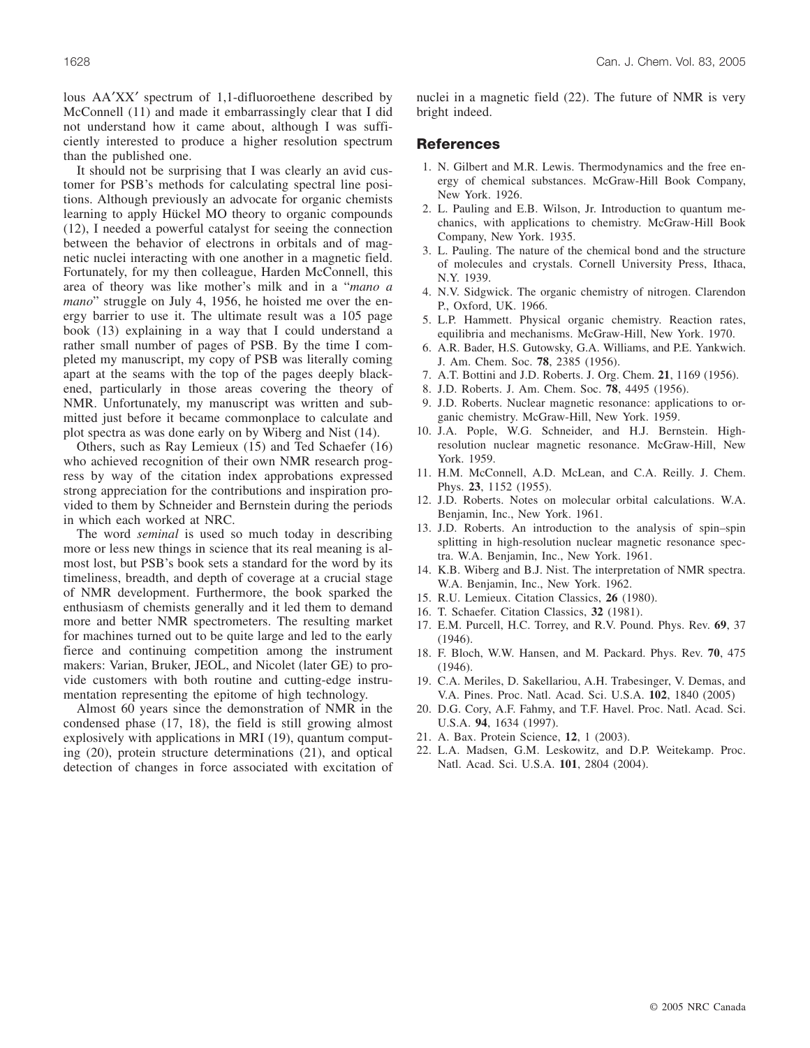lous AA′XX′ spectrum of 1,1-difluoroethene described by McConnell (11) and made it embarrassingly clear that I did not understand how it came about, although I was sufficiently interested to produce a higher resolution spectrum than the published one.

It should not be surprising that I was clearly an avid customer for PSB's methods for calculating spectral line positions. Although previously an advocate for organic chemists learning to apply Hückel MO theory to organic compounds (12), I needed a powerful catalyst for seeing the connection between the behavior of electrons in orbitals and of magnetic nuclei interacting with one another in a magnetic field. Fortunately, for my then colleague, Harden McConnell, this area of theory was like mother's milk and in a "*mano a mano*" struggle on July 4, 1956, he hoisted me over the energy barrier to use it. The ultimate result was a 105 page book (13) explaining in a way that I could understand a rather small number of pages of PSB. By the time I completed my manuscript, my copy of PSB was literally coming apart at the seams with the top of the pages deeply blackened, particularly in those areas covering the theory of NMR. Unfortunately, my manuscript was written and submitted just before it became commonplace to calculate and plot spectra as was done early on by Wiberg and Nist (14).

Others, such as Ray Lemieux (15) and Ted Schaefer (16) who achieved recognition of their own NMR research progress by way of the citation index approbations expressed strong appreciation for the contributions and inspiration provided to them by Schneider and Bernstein during the periods in which each worked at NRC.

The word *seminal* is used so much today in describing more or less new things in science that its real meaning is almost lost, but PSB's book sets a standard for the word by its timeliness, breadth, and depth of coverage at a crucial stage of NMR development. Furthermore, the book sparked the enthusiasm of chemists generally and it led them to demand more and better NMR spectrometers. The resulting market for machines turned out to be quite large and led to the early fierce and continuing competition among the instrument makers: Varian, Bruker, JEOL, and Nicolet (later GE) to provide customers with both routine and cutting-edge instrumentation representing the epitome of high technology.

Almost 60 years since the demonstration of NMR in the condensed phase (17, 18), the field is still growing almost explosively with applications in MRI (19), quantum computing (20), protein structure determinations (21), and optical detection of changes in force associated with excitation of nuclei in a magnetic field (22). The future of NMR is very bright indeed.

## References

1. N. Gilbert and M.R. Lewis. Thermodynamics and the free energy of chemical substances. McGraw-Hill Book Company, New York. 1926.
2. L. Pauling and E.B. Wilson, Jr. Introduction to quantum mechanics, with applications to chemistry. McGraw-Hill Book Company, New York. 1935.
3. L. Pauling. The nature of the chemical bond and the structure of molecules and crystals. Cornell University Press, Ithaca, N.Y. 1939.
4. N.V. Sidgwick. The organic chemistry of nitrogen. Clarendon P., Oxford, UK. 1966.
5. L.P. Hammett. Physical organic chemistry. Reaction rates, equilibria and mechanisms. McGraw-Hill, New York. 1970.
6. A.R. Bader, H.S. Gutowsky, G.A. Williams, and P.E. Yankwich. J. Am. Chem. Soc. **78**, 2385 (1956).
7. A.T. Bottini and J.D. Roberts. J. Org. Chem. **21**, 1169 (1956).
8. J.D. Roberts. J. Am. Chem. Soc. **78**, 4495 (1956).
9. J.D. Roberts. Nuclear magnetic resonance: applications to organic chemistry. McGraw-Hill, New York. 1959.
10. J.A. Pople, W.G. Schneider, and H.J. Bernstein. High-resolution nuclear magnetic resonance. McGraw-Hill, New York. 1959.
11. H.M. McConnell, A.D. McLean, and C.A. Reilly. J. Chem. Phys. **23**, 1152 (1955).
12. J.D. Roberts. Notes on molecular orbital calculations. W.A. Benjamin, Inc., New York. 1961.
13. J.D. Roberts. An introduction to the analysis of spin–spin splitting in high-resolution nuclear magnetic resonance spectra. W.A. Benjamin, Inc., New York. 1961.
14. K.B. Wiberg and B.J. Nist. The interpretation of NMR spectra. W.A. Benjamin, Inc., New York. 1962.
15. R.U. Lemieux. Citation Classics, **26** (1980).
16. T. Schaefer. Citation Classics, **32** (1981).
17. E.M. Purcell, H.C. Torrey, and R.V. Pound. Phys. Rev. **69**, 37 (1946).
18. F. Bloch, W.W. Hansen, and M. Packard. Phys. Rev. **70**, 475 (1946).
19. C.A. Meriles, D. Sakellariou, A.H. Trabesinger, V. Demas, and V.A. Pines. Proc. Natl. Acad. Sci. U.S.A. **102**, 1840 (2005)
20. D.G. Cory, A.F. Fahmy, and T.F. Havel. Proc. Natl. Acad. Sci. U.S.A. **94**, 1634 (1997).
21. A. Bax. Protein Science, **12**, 1 (2003).
22. L.A. Madsen, G.M. Leskowitz, and D.P. Weitekamp. Proc. Natl. Acad. Sci. U.S.A. **101**, 2804 (2004).